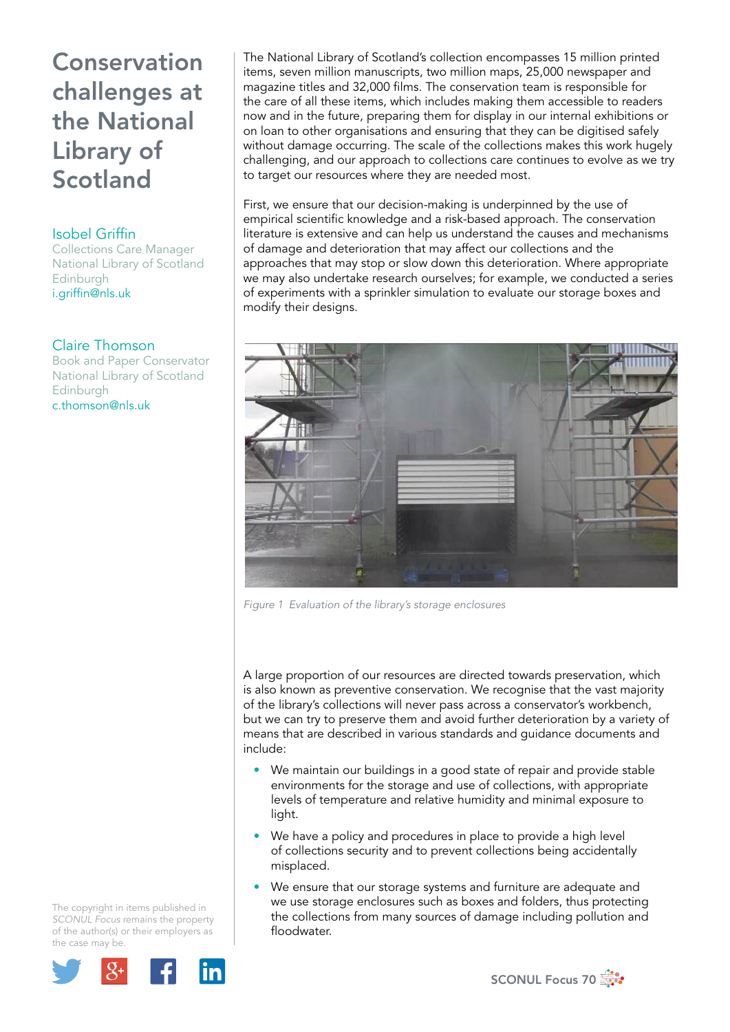# Conservation challenges at the National Library of Scotland

**Isobel Griffin**
Collections Care Manager
National Library of Scotland
Edinburgh
i.griffin@nls.uk

**Claire Thomson**
Book and Paper Conservator
National Library of Scotland
Edinburgh
c.thomson@nls.uk

The National Library of Scotland's collection encompasses 15 million printed items, seven million manuscripts, two million maps, 25,000 newspaper and magazine titles and 32,000 films. The conservation team is responsible for the care of all these items, which includes making them accessible to readers now and in the future, preparing them for display in our internal exhibitions or on loan to other organisations and ensuring that they can be digitised safely without damage occurring. The scale of the collections makes this work hugely challenging, and our approach to collections care continues to evolve as we try to target our resources where they are needed most.

First, we ensure that our decision-making is underpinned by the use of empirical scientific knowledge and a risk-based approach. The conservation literature is extensive and can help us understand the causes and mechanisms of damage and deterioration that may affect our collections and the approaches that may stop or slow down this deterioration. Where appropriate we may also undertake research ourselves; for example, we conducted a series of experiments with a sprinkler simulation to evaluate our storage boxes and modify their designs.

*Figure 1 Evaluation of the library's storage enclosures*

A large proportion of our resources are directed towards preservation, which is also known as preventive conservation. We recognise that the vast majority of the library's collections will never pass across a conservator's workbench, but we can try to preserve them and avoid further deterioration by a variety of means that are described in various standards and guidance documents and include:

- We maintain our buildings in a good state of repair and provide stable environments for the storage and use of collections, with appropriate levels of temperature and relative humidity and minimal exposure to light.
- We have a policy and procedures in place to provide a high level of collections security and to prevent collections being accidentally misplaced.
- We ensure that our storage systems and furniture are adequate and we use storage enclosures such as boxes and folders, thus protecting the collections from many sources of damage including pollution and floodwater.

The copyright in items published in *SCONUL Focus* remains the property of the author(s) or their employers as the case may be.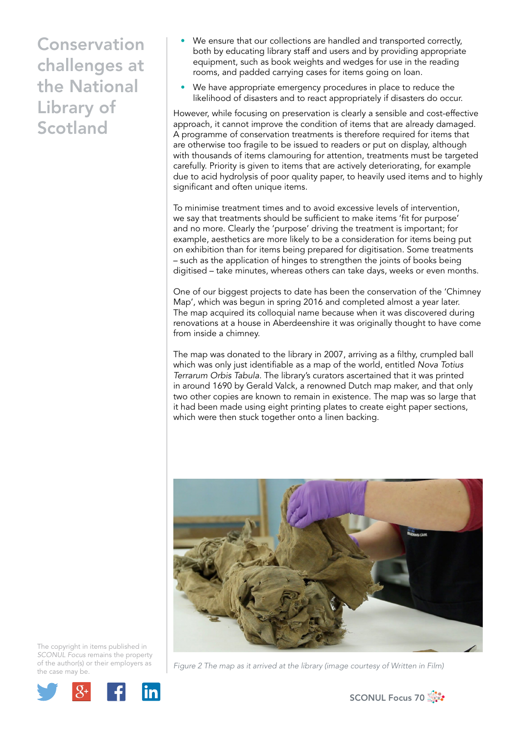# Conservation challenges at the National Library of Scotland

- We ensure that our collections are handled and transported correctly, both by educating library staff and users and by providing appropriate equipment, such as book weights and wedges for use in the reading rooms, and padded carrying cases for items going on loan.
- We have appropriate emergency procedures in place to reduce the likelihood of disasters and to react appropriately if disasters do occur.

However, while focusing on preservation is clearly a sensible and cost-effective approach, it cannot improve the condition of items that are already damaged. A programme of conservation treatments is therefore required for items that are otherwise too fragile to be issued to readers or put on display, although with thousands of items clamouring for attention, treatments must be targeted carefully. Priority is given to items that are actively deteriorating, for example due to acid hydrolysis of poor quality paper, to heavily used items and to highly significant and often unique items.

To minimise treatment times and to avoid excessive levels of intervention, we say that treatments should be sufficient to make items 'fit for purpose' and no more. Clearly the 'purpose' driving the treatment is important; for example, aesthetics are more likely to be a consideration for items being put on exhibition than for items being prepared for digitisation. Some treatments – such as the application of hinges to strengthen the joints of books being digitised – take minutes, whereas others can take days, weeks or even months.

One of our biggest projects to date has been the conservation of the 'Chimney Map', which was begun in spring 2016 and completed almost a year later. The map acquired its colloquial name because when it was discovered during renovations at a house in Aberdeenshire it was originally thought to have come from inside a chimney.

The map was donated to the library in 2007, arriving as a filthy, crumpled ball which was only just identifiable as a map of the world, entitled *Nova Totius Terrarum Orbis Tabula*. The library's curators ascertained that it was printed in around 1690 by Gerald Valck, a renowned Dutch map maker, and that only two other copies are known to remain in existence. The map was so large that it had been made using eight printing plates to create eight paper sections, which were then stuck together onto a linen backing.

*Figure 2 The map as it arrived at the library (image courtesy of Written in Film)*

The copyright in items published in *SCONUL Focus* remains the property of the author(s) or their employers as the case may be.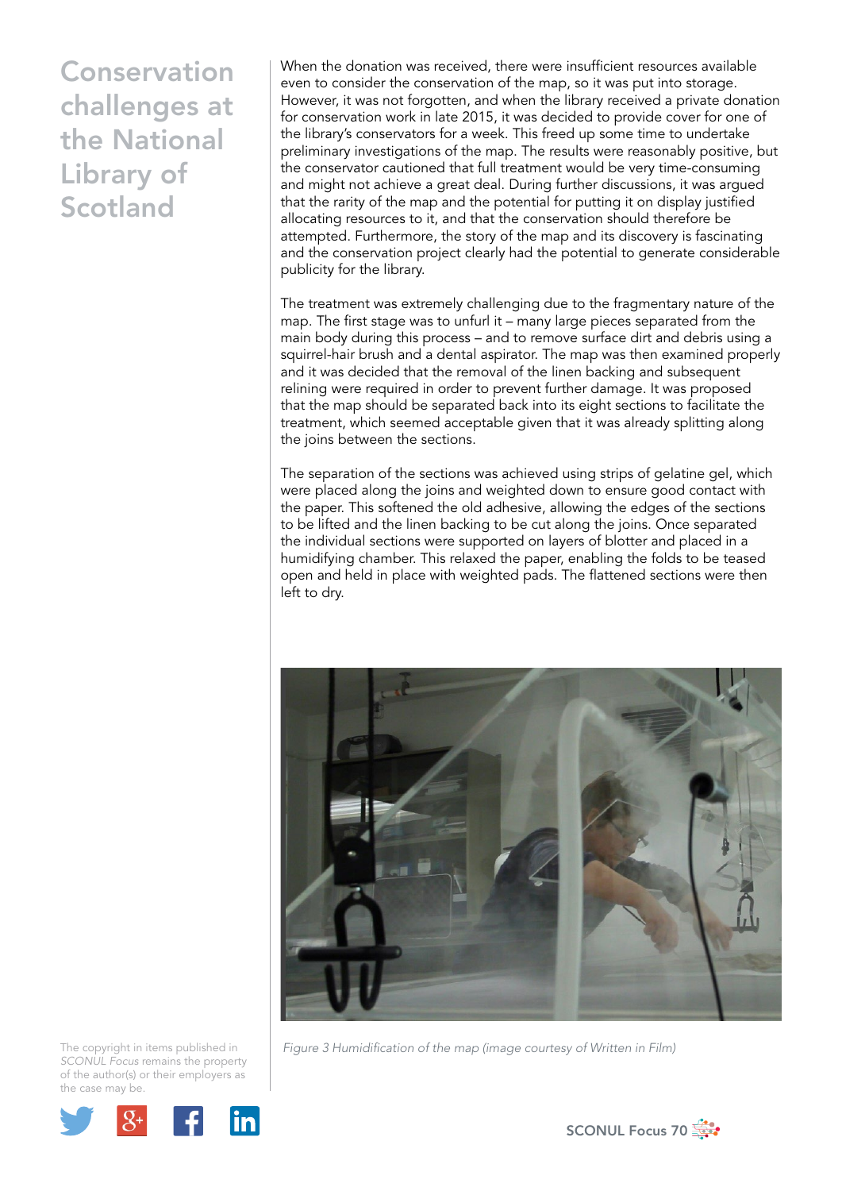# Conservation challenges at the National Library of Scotland

When the donation was received, there were insufficient resources available even to consider the conservation of the map, so it was put into storage. However, it was not forgotten, and when the library received a private donation for conservation work in late 2015, it was decided to provide cover for one of the library's conservators for a week. This freed up some time to undertake preliminary investigations of the map. The results were reasonably positive, but the conservator cautioned that full treatment would be very time-consuming and might not achieve a great deal. During further discussions, it was argued that the rarity of the map and the potential for putting it on display justified allocating resources to it, and that the conservation should therefore be attempted. Furthermore, the story of the map and its discovery is fascinating and the conservation project clearly had the potential to generate considerable publicity for the library.

The treatment was extremely challenging due to the fragmentary nature of the map. The first stage was to unfurl it – many large pieces separated from the main body during this process – and to remove surface dirt and debris using a squirrel-hair brush and a dental aspirator. The map was then examined properly and it was decided that the removal of the linen backing and subsequent relining were required in order to prevent further damage. It was proposed that the map should be separated back into its eight sections to facilitate the treatment, which seemed acceptable given that it was already splitting along the joins between the sections.

The separation of the sections was achieved using strips of gelatine gel, which were placed along the joins and weighted down to ensure good contact with the paper. This softened the old adhesive, allowing the edges of the sections to be lifted and the linen backing to be cut along the joins. Once separated the individual sections were supported on layers of blotter and placed in a humidifying chamber. This relaxed the paper, enabling the folds to be teased open and held in place with weighted pads. The flattened sections were then left to dry.

*Figure 3 Humidification of the map (image courtesy of Written in Film)*

The copyright in items published in *SCONUL Focus* remains the property of the author(s) or their employers as the case may be.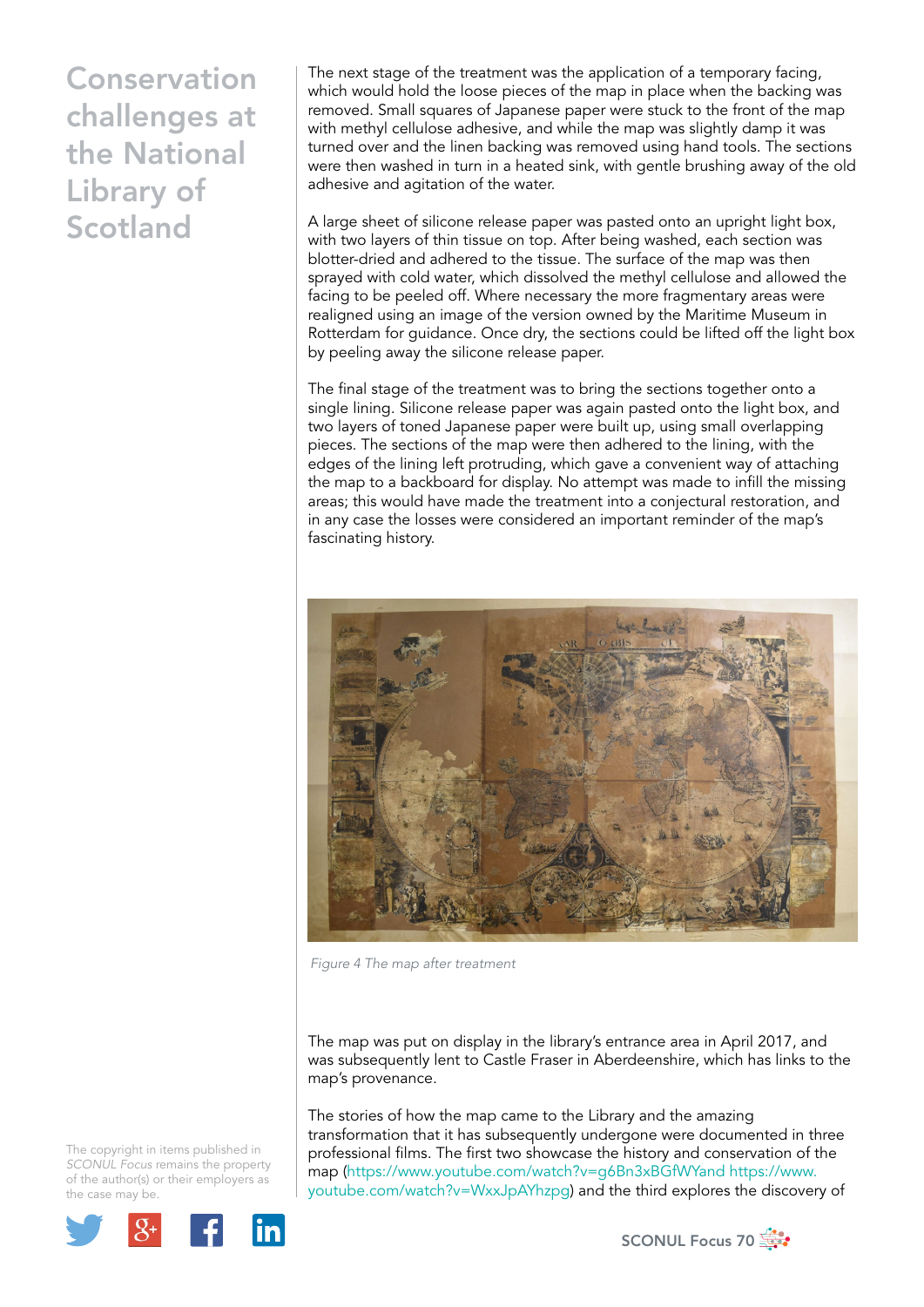The next stage of the treatment was the application of a temporary facing, which would hold the loose pieces of the map in place when the backing was removed. Small squares of Japanese paper were stuck to the front of the map with methyl cellulose adhesive, and while the map was slightly damp it was turned over and the linen backing was removed using hand tools. The sections were then washed in turn in a heated sink, with gentle brushing away of the old adhesive and agitation of the water.

A large sheet of silicone release paper was pasted onto an upright light box, with two layers of thin tissue on top. After being washed, each section was blotter-dried and adhered to the tissue. The surface of the map was then sprayed with cold water, which dissolved the methyl cellulose and allowed the facing to be peeled off. Where necessary the more fragmentary areas were realigned using an image of the version owned by the Maritime Museum in Rotterdam for guidance. Once dry, the sections could be lifted off the light box by peeling away the silicone release paper.

The final stage of the treatment was to bring the sections together onto a single lining. Silicone release paper was again pasted onto the light box, and two layers of toned Japanese paper were built up, using small overlapping pieces. The sections of the map were then adhered to the lining, with the edges of the lining left protruding, which gave a convenient way of attaching the map to a backboard for display. No attempt was made to infill the missing areas; this would have made the treatment into a conjectural restoration, and in any case the losses were considered an important reminder of the map's fascinating history.

*Figure 4 The map after treatment*

The map was put on display in the library's entrance area in April 2017, and was subsequently lent to Castle Fraser in Aberdeenshire, which has links to the map's provenance.

The stories of how the map came to the Library and the amazing transformation that it has subsequently undergone were documented in three professional films. The first two showcase the history and conservation of the map (https://www.youtube.com/watch?v=g6Bn3xBGfWYand https://www.youtube.com/watch?v=WxxJpAYhzpg) and the third explores the discovery of

The copyright in items published in *SCONUL Focus* remains the property of the author(s) or their employers as the case may be.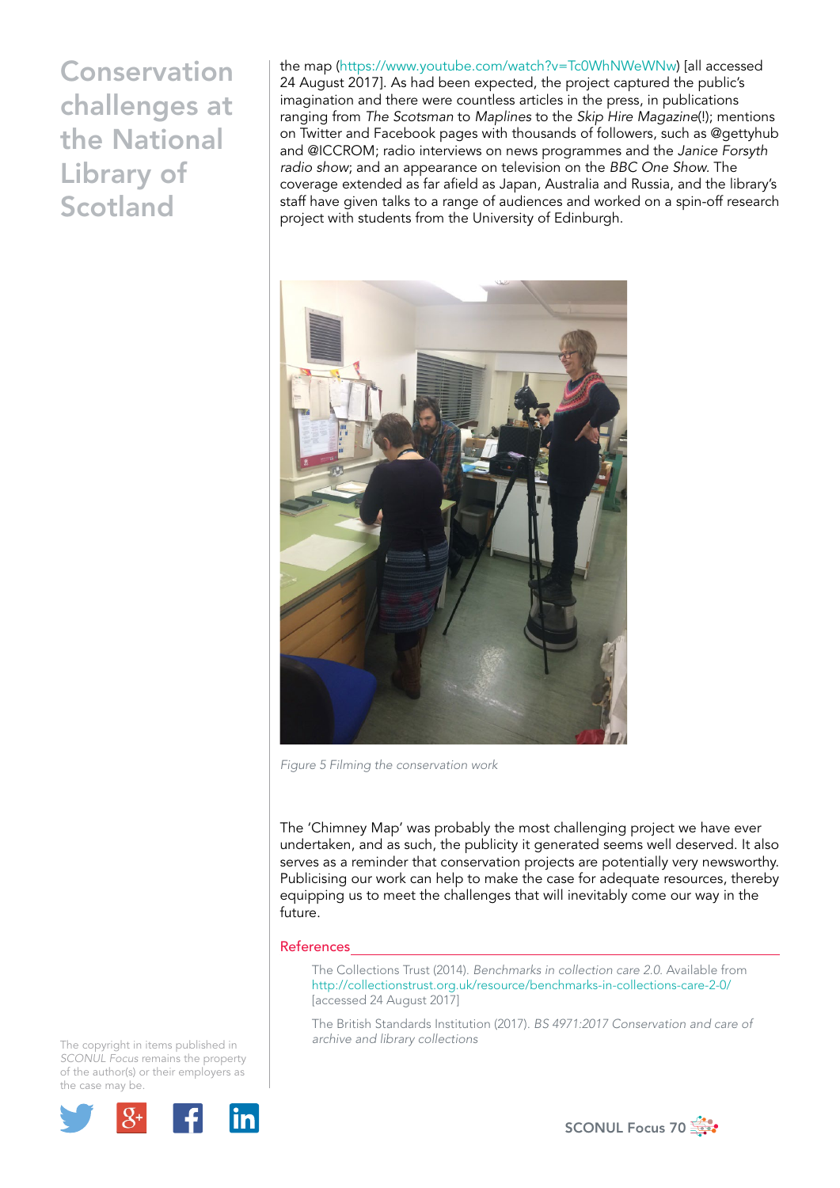the map (https://www.youtube.com/watch?v=Tc0WhNWeWNw) [all accessed 24 August 2017]. As had been expected, the project captured the public's imagination and there were countless articles in the press, in publications ranging from *The Scotsman* to *Maplines* to the *Skip Hire Magazine*(!); mentions on Twitter and Facebook pages with thousands of followers, such as @gettyhub and @ICCROM; radio interviews on news programmes and the *Janice Forsyth radio show*; and an appearance on television on the *BBC One Show*. The coverage extended as far afield as Japan, Australia and Russia, and the library's staff have given talks to a range of audiences and worked on a spin-off research project with students from the University of Edinburgh.

*Figure 5 Filming the conservation work*

The 'Chimney Map' was probably the most challenging project we have ever undertaken, and as such, the publicity it generated seems well deserved. It also serves as a reminder that conservation projects are potentially very newsworthy. Publicising our work can help to make the case for adequate resources, thereby equipping us to meet the challenges that will inevitably come our way in the future.

## References

The Collections Trust (2014). *Benchmarks in collection care 2.0.* Available from http://collectionstrust.org.uk/resource/benchmarks-in-collections-care-2-0/ [accessed 24 August 2017]

The British Standards Institution (2017). *BS 4971:2017 Conservation and care of archive and library collections*

The copyright in items published in *SCONUL Focus* remains the property of the author(s) or their employers as the case may be.